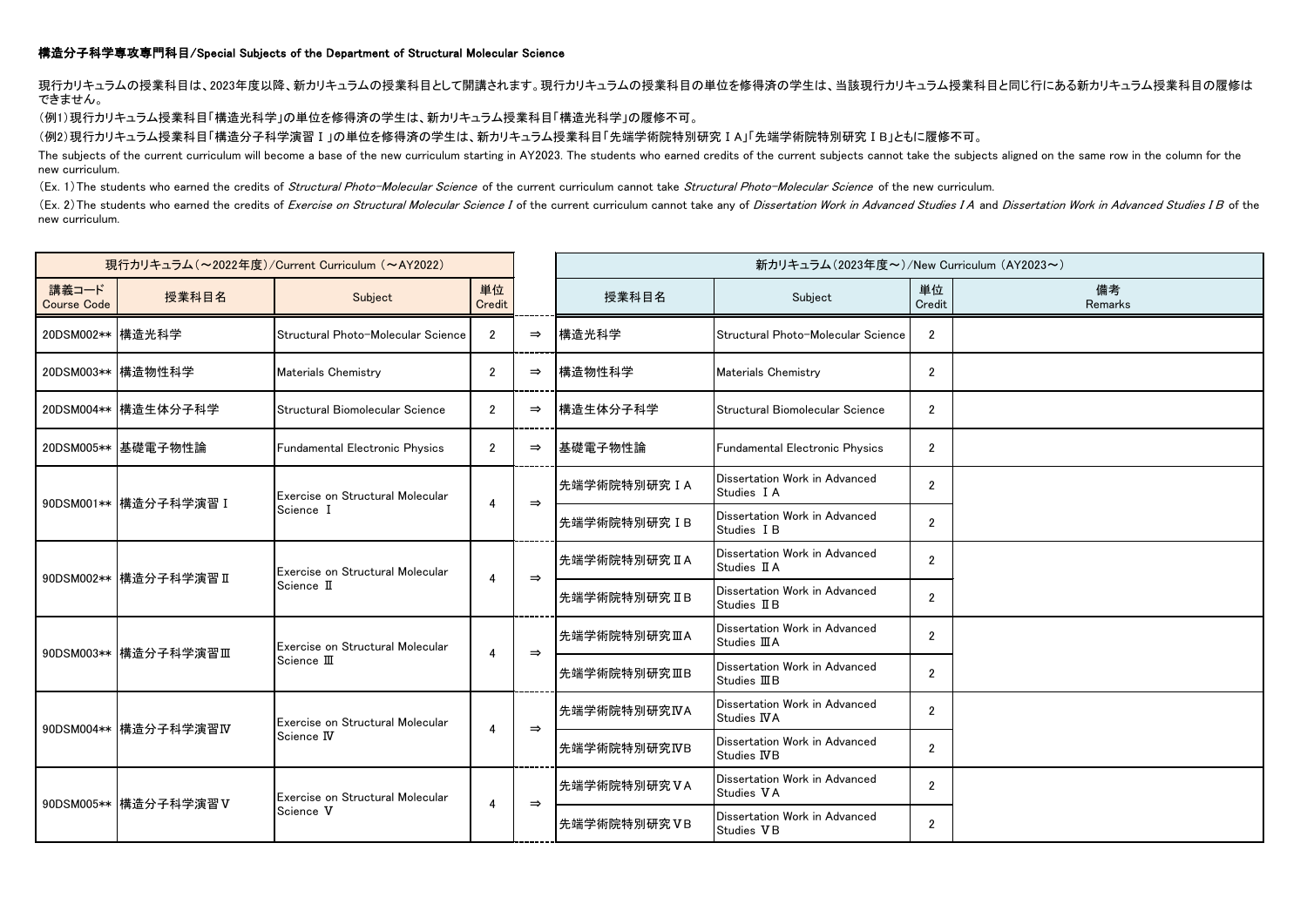**構造分子科学専攻専門科目/Special Subjects of the Department of Structural Molecular Science**

現行カリキュラムの授業科目は、2023年度以降、新カリキュラムの授業科目として開講されます。現行カリキュラムの授業科目の単位を修得済の学生は、当該現行カリキュラム授業科目と同じ行にある新カリキュラム授業科目の履修はできません。

（例1）現行カリキュラム授業科目「構造光科学」の単位を修得済の学生は、新カリキュラム授業科目「構造光科学」の履修不可。

（例2）現行カリキュラム授業科目「構造分子科学演習Ⅰ」の単位を修得済の学生は、新カリキュラム授業科目「先端学術院特別研究ⅠA」「先端学術院特別研究ⅠB」ともに履修不可。

The subjects of the current curriculum will become a base of the new curriculum starting in AY2023. The students who earned credits of the current subjects cannot take the subjects aligned on the same row in the column for the new curriculum.

（Ex. 1）The students who earned the credits of *Structural Photo-Molecular Science* of the current curriculum cannot take *Structural Photo-Molecular Science* of the new curriculum.

（Ex. 2）The students who earned the credits of *Exercise on Structural Molecular Science I* of the current curriculum cannot take any of *Dissertation Work in Advanced Studies I A* and *Dissertation Work in Advanced Studies I B* of the new curriculum.

| 現行カリキュラム（～2022年度）/Current Curriculum （～AY2022） | | | | | 新カリキュラム（2023年度～）/New Curriculum （AY2023～） | | | |
|---|---|---|---|---|---|---|---|---|
| 講義コード Course Code | 授業科目名 | Subject | 単位 Credit | | 授業科目名 | Subject | 単位 Credit | 備考 Remarks |
| 20DSM002** | 構造光科学 | Structural Photo-Molecular Science | 2 | ⇒ | 構造光科学 | Structural Photo-Molecular Science | 2 | |
| 20DSM003** | 構造物性科学 | Materials Chemistry | 2 | ⇒ | 構造物性科学 | Materials Chemistry | 2 | |
| 20DSM004** | 構造生体分子科学 | Structural Biomolecular Science | 2 | ⇒ | 構造生体分子科学 | Structural Biomolecular Science | 2 | |
| 20DSM005** | 基礎電子物性論 | Fundamental Electronic Physics | 2 | ⇒ | 基礎電子物性論 | Fundamental Electronic Physics | 2 | |
| 90DSM001** | 構造分子科学演習Ⅰ | Exercise on Structural Molecular Science Ⅰ | 4 | ⇒ | 先端学術院特別研究ⅠA | Dissertation Work in Advanced Studies ⅠA | 2 | |
| | | | | | 先端学術院特別研究ⅠB | Dissertation Work in Advanced Studies ⅠB | 2 | |
| 90DSM002** | 構造分子科学演習Ⅱ | Exercise on Structural Molecular Science Ⅱ | 4 | ⇒ | 先端学術院特別研究ⅡA | Dissertation Work in Advanced Studies ⅡA | 2 | |
| | | | | | 先端学術院特別研究ⅡB | Dissertation Work in Advanced Studies ⅡB | 2 | |
| 90DSM003** | 構造分子科学演習Ⅲ | Exercise on Structural Molecular Science Ⅲ | 4 | ⇒ | 先端学術院特別研究ⅢA | Dissertation Work in Advanced Studies ⅢA | 2 | |
| | | | | | 先端学術院特別研究ⅢB | Dissertation Work in Advanced Studies ⅢB | 2 | |
| 90DSM004** | 構造分子科学演習Ⅳ | Exercise on Structural Molecular Science Ⅳ | 4 | ⇒ | 先端学術院特別研究ⅣA | Dissertation Work in Advanced Studies ⅣA | 2 | |
| | | | | | 先端学術院特別研究ⅣB | Dissertation Work in Advanced Studies ⅣB | 2 | |
| 90DSM005** | 構造分子科学演習Ⅴ | Exercise on Structural Molecular Science Ⅴ | 4 | ⇒ | 先端学術院特別研究ⅤA | Dissertation Work in Advanced Studies ⅤA | 2 | |
| | | | | | 先端学術院特別研究ⅤB | Dissertation Work in Advanced Studies ⅤB | 2 | |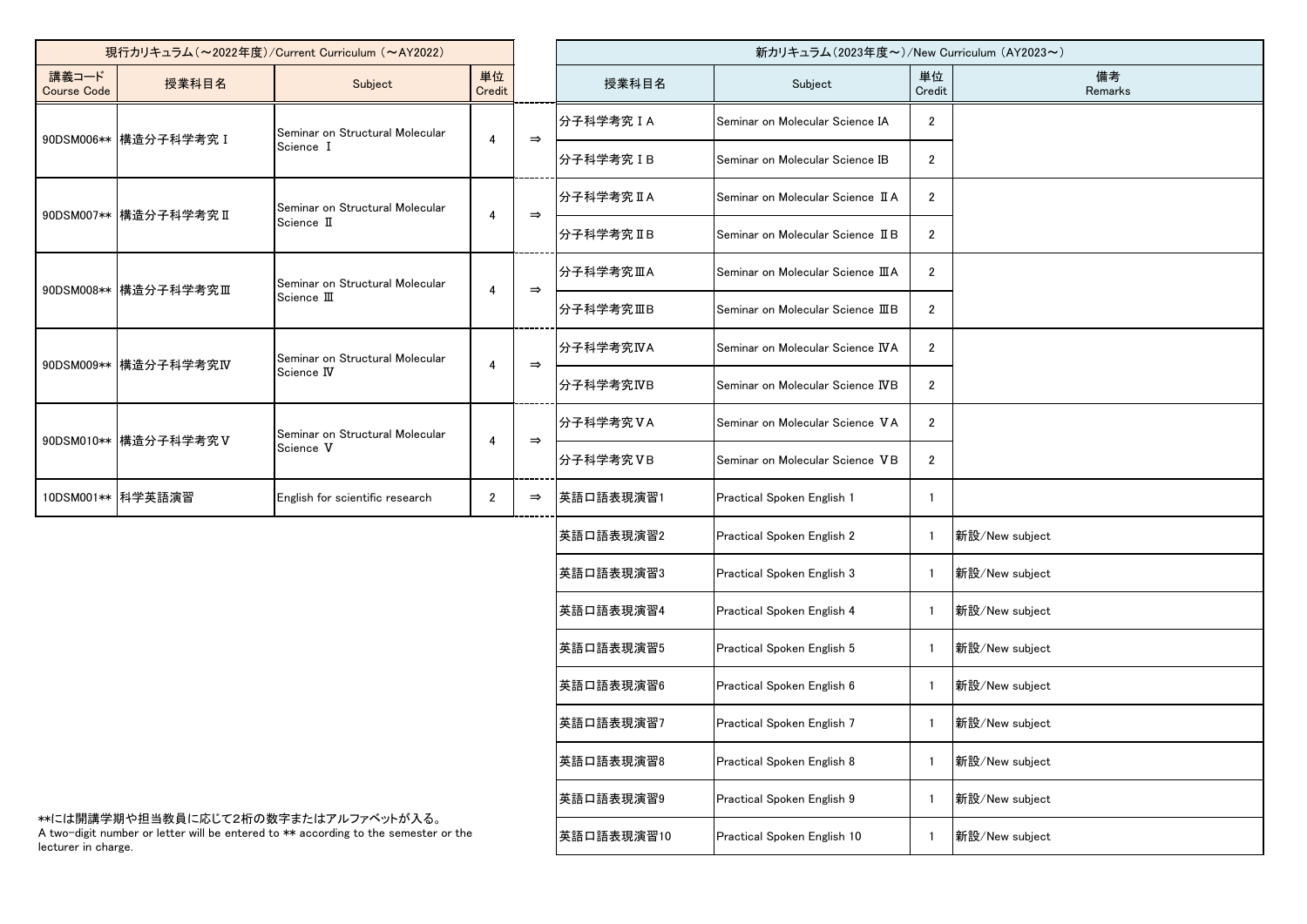| 現行カリキュラム（～2022年度）/Current Curriculum（～AY2022） | | | | | 新カリキュラム（2023年度～）/New Curriculum（AY2023～） | | | |
|---|---|---|---|---|---|---|---|---|
| 講義コード Course Code | 授業科目名 | Subject | 単位 Credit | | 授業科目名 | Subject | 単位 Credit | 備考 Remarks |
| 90DSM006** | 構造分子科学考究Ⅰ | Seminar on Structural Molecular Science Ⅰ | 4 | ⇒ | 分子科学考究ⅠA | Seminar on Molecular Science ⅠA | 2 | |
| | | | | | 分子科学考究ⅠB | Seminar on Molecular Science ⅠB | 2 | |
| 90DSM007** | 構造分子科学考究Ⅱ | Seminar on Structural Molecular Science Ⅱ | 4 | ⇒ | 分子科学考究ⅡA | Seminar on Molecular Science ⅡA | 2 | |
| | | | | | 分子科学考究ⅡB | Seminar on Molecular Science ⅡB | 2 | |
| 90DSM008** | 構造分子科学考究Ⅲ | Seminar on Structural Molecular Science Ⅲ | 4 | ⇒ | 分子科学考究ⅢA | Seminar on Molecular Science ⅢA | 2 | |
| | | | | | 分子科学考究ⅢB | Seminar on Molecular Science ⅢB | 2 | |
| 90DSM009** | 構造分子科学考究Ⅳ | Seminar on Structural Molecular Science Ⅳ | 4 | ⇒ | 分子科学考究ⅣA | Seminar on Molecular Science ⅣA | 2 | |
| | | | | | 分子科学考究ⅣB | Seminar on Molecular Science ⅣB | 2 | |
| 90DSM010** | 構造分子科学考究Ⅴ | Seminar on Structural Molecular Science Ⅴ | 4 | ⇒ | 分子科学考究ⅤA | Seminar on Molecular Science ⅤA | 2 | |
| | | | | | 分子科学考究ⅤB | Seminar on Molecular Science ⅤB | 2 | |
| 10DSM001** | 科学英語演習 | English for scientific research | 2 | ⇒ | 英語口語表現演習1 | Practical Spoken English 1 | 1 | |
| | | | | | 英語口語表現演習2 | Practical Spoken English 2 | 1 | 新設/New subject |
| | | | | | 英語口語表現演習3 | Practical Spoken English 3 | 1 | 新設/New subject |
| | | | | | 英語口語表現演習4 | Practical Spoken English 4 | 1 | 新設/New subject |
| | | | | | 英語口語表現演習5 | Practical Spoken English 5 | 1 | 新設/New subject |
| | | | | | 英語口語表現演習6 | Practical Spoken English 6 | 1 | 新設/New subject |
| | | | | | 英語口語表現演習7 | Practical Spoken English 7 | 1 | 新設/New subject |
| | | | | | 英語口語表現演習8 | Practical Spoken English 8 | 1 | 新設/New subject |
| | | | | | 英語口語表現演習9 | Practical Spoken English 9 | 1 | 新設/New subject |
| | | | | | 英語口語表現演習10 | Practical Spoken English 10 | 1 | 新設/New subject |

**には開講学期や担当教員に応じて2桁の数字またはアルファベットが入る。
A two-digit number or letter will be entered to ** according to the semester or the lecturer in charge.